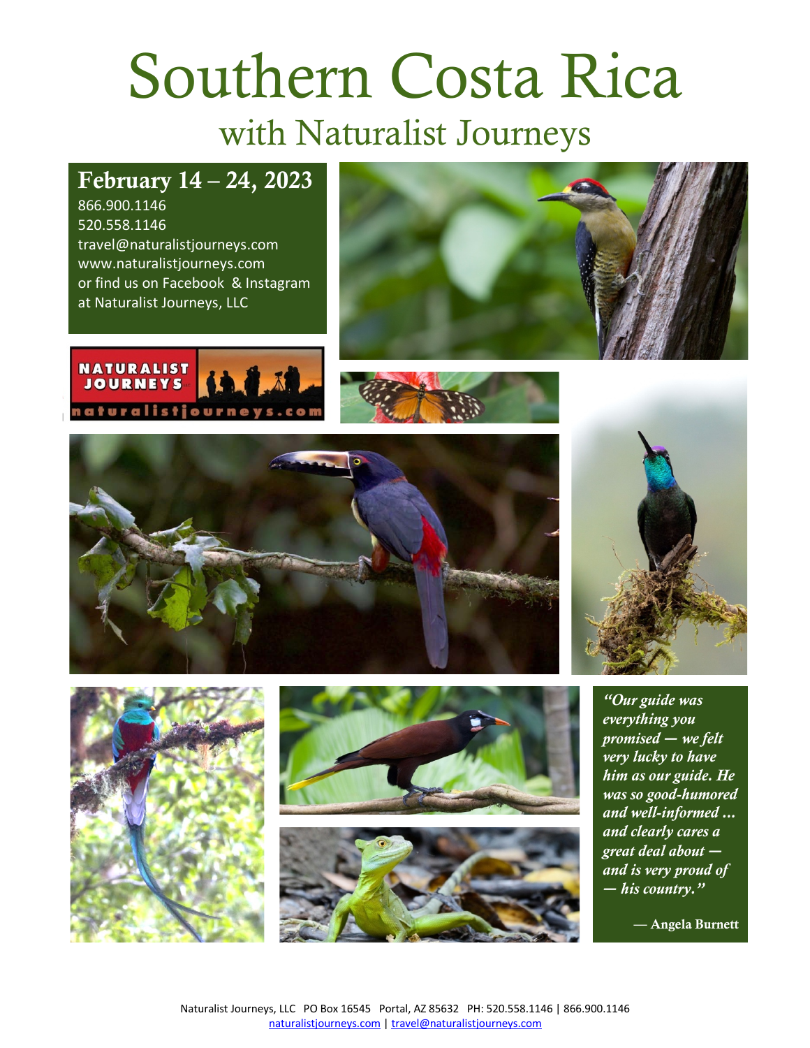# Southern Costa Rica

## with Naturalist Journeys

**February 14 – 24, 2023**

866.900.1146
520.558.1146
travel@naturalistjourneys.com
www.naturalistjourneys.com
or find us on Facebook & Instagram at Naturalist Journeys, LLC

*"Our guide was everything you promised — we felt very lucky to have him as our guide. He was so good-humored and well-informed ... and clearly cares a great deal about — and is very proud of — his country."*

— **Angela Burnett**

Naturalist Journeys, LLC PO Box 16545 Portal, AZ 85632 PH: 520.558.1146 | 866.900.1146
naturalistjourneys.com | travel@naturalistjourneys.com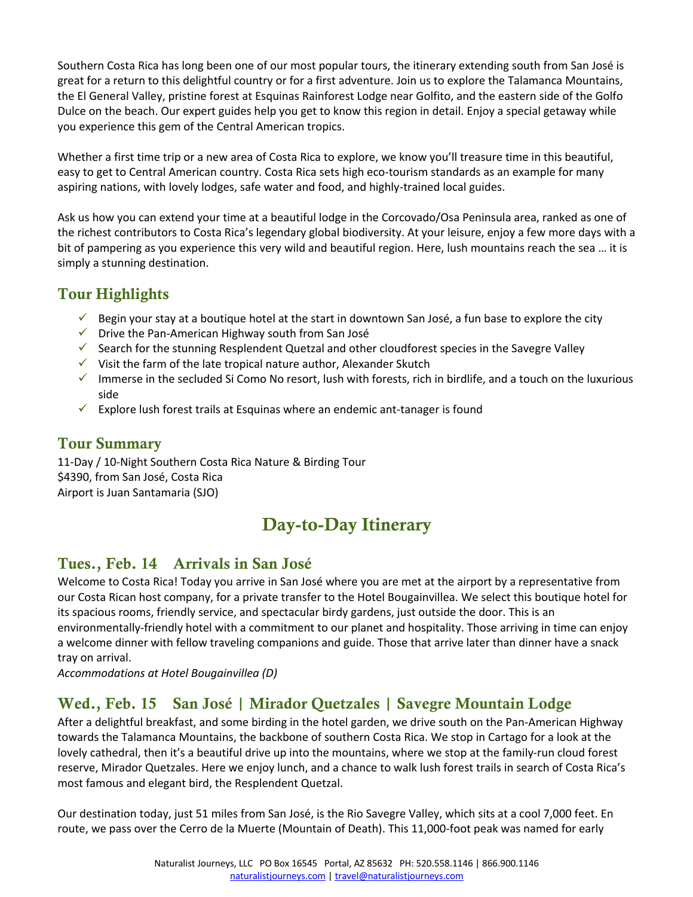Southern Costa Rica has long been one of our most popular tours, the itinerary extending south from San José is great for a return to this delightful country or for a first adventure. Join us to explore the Talamanca Mountains, the El General Valley, pristine forest at Esquinas Rainforest Lodge near Golfito, and the eastern side of the Golfo Dulce on the beach. Our expert guides help you get to know this region in detail. Enjoy a special getaway while you experience this gem of the Central American tropics.

Whether a first time trip or a new area of Costa Rica to explore, we know you'll treasure time in this beautiful, easy to get to Central American country. Costa Rica sets high eco-tourism standards as an example for many aspiring nations, with lovely lodges, safe water and food, and highly-trained local guides.

Ask us how you can extend your time at a beautiful lodge in the Corcovado/Osa Peninsula area, ranked as one of the richest contributors to Costa Rica's legendary global biodiversity. At your leisure, enjoy a few more days with a bit of pampering as you experience this very wild and beautiful region. Here, lush mountains reach the sea … it is simply a stunning destination.

## Tour Highlights

- ✓ Begin your stay at a boutique hotel at the start in downtown San José, a fun base to explore the city
- ✓ Drive the Pan-American Highway south from San José
- ✓ Search for the stunning Resplendent Quetzal and other cloudforest species in the Savegre Valley
- ✓ Visit the farm of the late tropical nature author, Alexander Skutch
- ✓ Immerse in the secluded Si Como No resort, lush with forests, rich in birdlife, and a touch on the luxurious side
- ✓ Explore lush forest trails at Esquinas where an endemic ant-tanager is found

## Tour Summary

11-Day / 10-Night Southern Costa Rica Nature & Birding Tour
$4390, from San José, Costa Rica
Airport is Juan Santamaria (SJO)

# Day-to-Day Itinerary

## Tues., Feb. 14 Arrivals in San José

Welcome to Costa Rica! Today you arrive in San José where you are met at the airport by a representative from our Costa Rican host company, for a private transfer to the Hotel Bougainvillea. We select this boutique hotel for its spacious rooms, friendly service, and spectacular birdy gardens, just outside the door. This is an environmentally-friendly hotel with a commitment to our planet and hospitality. Those arriving in time can enjoy a welcome dinner with fellow traveling companions and guide. Those that arrive later than dinner have a snack tray on arrival.

*Accommodations at Hotel Bougainvillea (D)*

## Wed., Feb. 15 San José | Mirador Quetzales | Savegre Mountain Lodge

After a delightful breakfast, and some birding in the hotel garden, we drive south on the Pan-American Highway towards the Talamanca Mountains, the backbone of southern Costa Rica. We stop in Cartago for a look at the lovely cathedral, then it's a beautiful drive up into the mountains, where we stop at the family-run cloud forest reserve, Mirador Quetzales. Here we enjoy lunch, and a chance to walk lush forest trails in search of Costa Rica's most famous and elegant bird, the Resplendent Quetzal.

Our destination today, just 51 miles from San José, is the Rio Savegre Valley, which sits at a cool 7,000 feet. En route, we pass over the Cerro de la Muerte (Mountain of Death). This 11,000-foot peak was named for early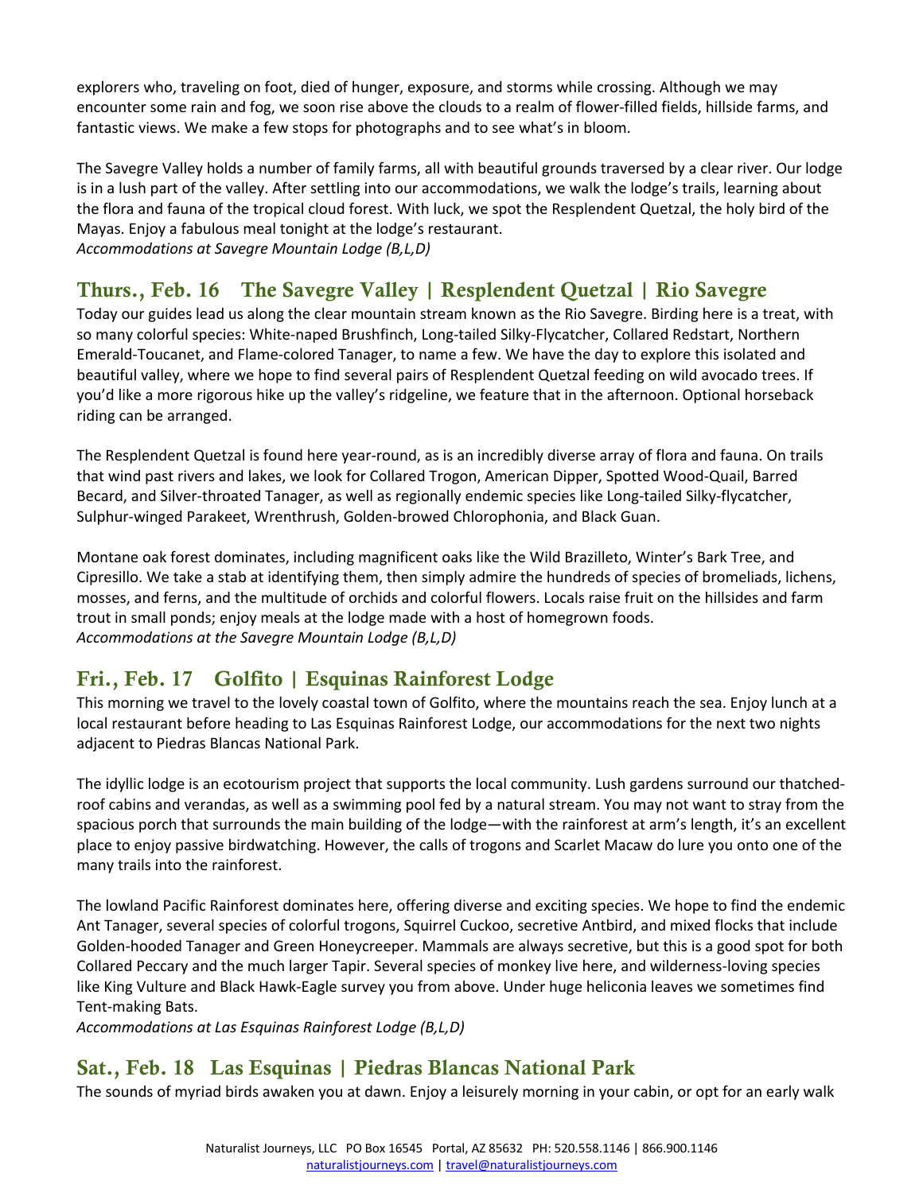explorers who, traveling on foot, died of hunger, exposure, and storms while crossing. Although we may encounter some rain and fog, we soon rise above the clouds to a realm of flower-filled fields, hillside farms, and fantastic views. We make a few stops for photographs and to see what's in bloom.

The Savegre Valley holds a number of family farms, all with beautiful grounds traversed by a clear river. Our lodge is in a lush part of the valley. After settling into our accommodations, we walk the lodge's trails, learning about the flora and fauna of the tropical cloud forest. With luck, we spot the Resplendent Quetzal, the holy bird of the Mayas. Enjoy a fabulous meal tonight at the lodge's restaurant.
*Accommodations at Savegre Mountain Lodge (B,L,D)*

## Thurs., Feb. 16 The Savegre Valley | Resplendent Quetzal | Rio Savegre

Today our guides lead us along the clear mountain stream known as the Rio Savegre. Birding here is a treat, with so many colorful species: White-naped Brushfinch, Long-tailed Silky-Flycatcher, Collared Redstart, Northern Emerald-Toucanet, and Flame-colored Tanager, to name a few. We have the day to explore this isolated and beautiful valley, where we hope to find several pairs of Resplendent Quetzal feeding on wild avocado trees. If you'd like a more rigorous hike up the valley's ridgeline, we feature that in the afternoon. Optional horseback riding can be arranged.

The Resplendent Quetzal is found here year-round, as is an incredibly diverse array of flora and fauna. On trails that wind past rivers and lakes, we look for Collared Trogon, American Dipper, Spotted Wood-Quail, Barred Becard, and Silver-throated Tanager, as well as regionally endemic species like Long-tailed Silky-flycatcher, Sulphur-winged Parakeet, Wrenthrush, Golden-browed Chlorophonia, and Black Guan.

Montane oak forest dominates, including magnificent oaks like the Wild Brazilleto, Winter's Bark Tree, and Cipresillo. We take a stab at identifying them, then simply admire the hundreds of species of bromeliads, lichens, mosses, and ferns, and the multitude of orchids and colorful flowers. Locals raise fruit on the hillsides and farm trout in small ponds; enjoy meals at the lodge made with a host of homegrown foods.
*Accommodations at the Savegre Mountain Lodge (B,L,D)*

## Fri., Feb. 17 Golfito | Esquinas Rainforest Lodge

This morning we travel to the lovely coastal town of Golfito, where the mountains reach the sea. Enjoy lunch at a local restaurant before heading to Las Esquinas Rainforest Lodge, our accommodations for the next two nights adjacent to Piedras Blancas National Park.

The idyllic lodge is an ecotourism project that supports the local community. Lush gardens surround our thatched-roof cabins and verandas, as well as a swimming pool fed by a natural stream. You may not want to stray from the spacious porch that surrounds the main building of the lodge—with the rainforest at arm's length, it's an excellent place to enjoy passive birdwatching. However, the calls of trogons and Scarlet Macaw do lure you onto one of the many trails into the rainforest.

The lowland Pacific Rainforest dominates here, offering diverse and exciting species. We hope to find the endemic Ant Tanager, several species of colorful trogons, Squirrel Cuckoo, secretive Antbird, and mixed flocks that include Golden-hooded Tanager and Green Honeycreeper. Mammals are always secretive, but this is a good spot for both Collared Peccary and the much larger Tapir. Several species of monkey live here, and wilderness-loving species like King Vulture and Black Hawk-Eagle survey you from above. Under huge heliconia leaves we sometimes find Tent-making Bats.
*Accommodations at Las Esquinas Rainforest Lodge (B,L,D)*

## Sat., Feb. 18 Las Esquinas | Piedras Blancas National Park

The sounds of myriad birds awaken you at dawn. Enjoy a leisurely morning in your cabin, or opt for an early walk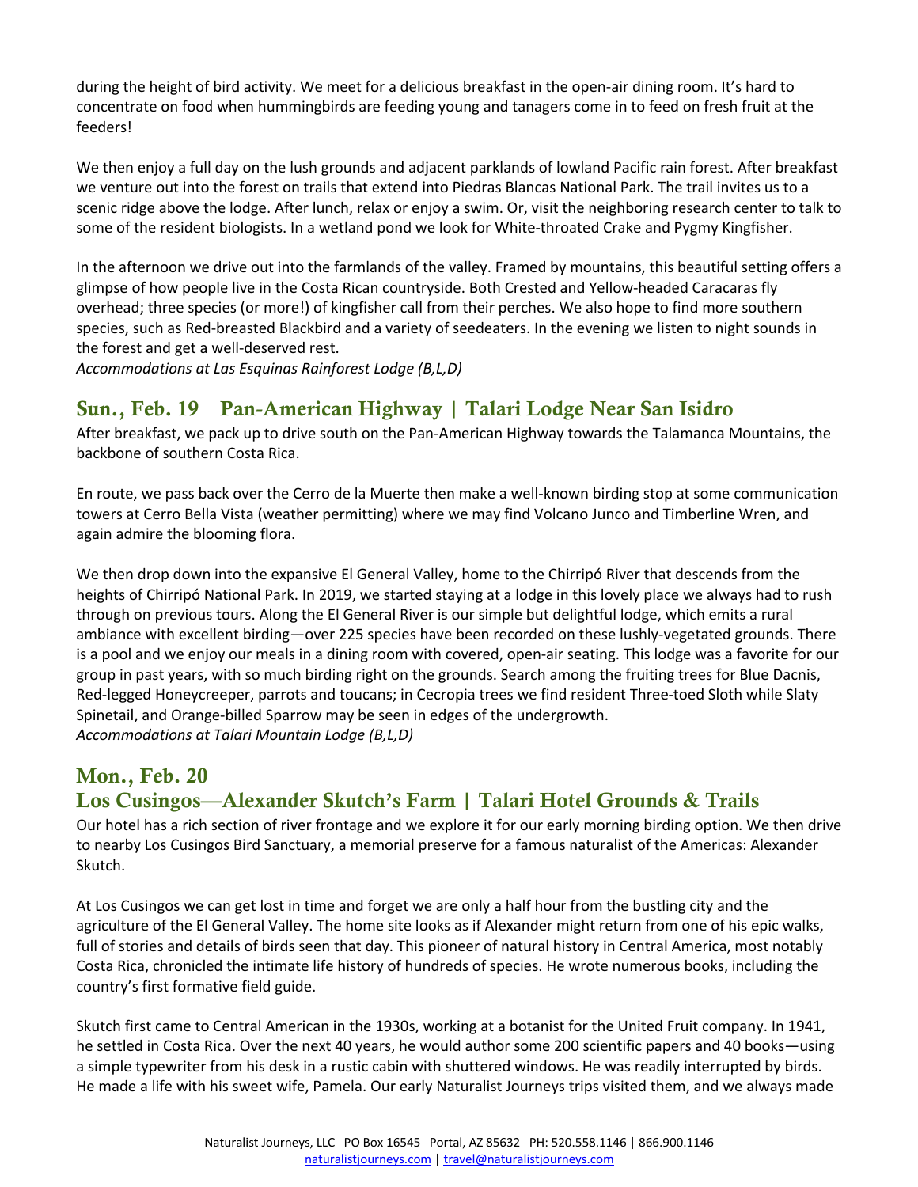during the height of bird activity. We meet for a delicious breakfast in the open-air dining room. It's hard to concentrate on food when hummingbirds are feeding young and tanagers come in to feed on fresh fruit at the feeders!

We then enjoy a full day on the lush grounds and adjacent parklands of lowland Pacific rain forest. After breakfast we venture out into the forest on trails that extend into Piedras Blancas National Park. The trail invites us to a scenic ridge above the lodge. After lunch, relax or enjoy a swim. Or, visit the neighboring research center to talk to some of the resident biologists. In a wetland pond we look for White-throated Crake and Pygmy Kingfisher.

In the afternoon we drive out into the farmlands of the valley. Framed by mountains, this beautiful setting offers a glimpse of how people live in the Costa Rican countryside. Both Crested and Yellow-headed Caracaras fly overhead; three species (or more!) of kingfisher call from their perches. We also hope to find more southern species, such as Red-breasted Blackbird and a variety of seedeaters. In the evening we listen to night sounds in the forest and get a well-deserved rest.
*Accommodations at Las Esquinas Rainforest Lodge (B,L,D)*

## Sun., Feb. 19 Pan-American Highway | Talari Lodge Near San Isidro

After breakfast, we pack up to drive south on the Pan-American Highway towards the Talamanca Mountains, the backbone of southern Costa Rica.

En route, we pass back over the Cerro de la Muerte then make a well-known birding stop at some communication towers at Cerro Bella Vista (weather permitting) where we may find Volcano Junco and Timberline Wren, and again admire the blooming flora.

We then drop down into the expansive El General Valley, home to the Chirripó River that descends from the heights of Chirripó National Park. In 2019, we started staying at a lodge in this lovely place we always had to rush through on previous tours. Along the El General River is our simple but delightful lodge, which emits a rural ambiance with excellent birding—over 225 species have been recorded on these lushly-vegetated grounds. There is a pool and we enjoy our meals in a dining room with covered, open-air seating. This lodge was a favorite for our group in past years, with so much birding right on the grounds. Search among the fruiting trees for Blue Dacnis, Red-legged Honeycreeper, parrots and toucans; in Cecropia trees we find resident Three-toed Sloth while Slaty Spinetail, and Orange-billed Sparrow may be seen in edges of the undergrowth.
*Accommodations at Talari Mountain Lodge (B,L,D)*

## Mon., Feb. 20
## Los Cusingos—Alexander Skutch's Farm | Talari Hotel Grounds & Trails

Our hotel has a rich section of river frontage and we explore it for our early morning birding option. We then drive to nearby Los Cusingos Bird Sanctuary, a memorial preserve for a famous naturalist of the Americas: Alexander Skutch.

At Los Cusingos we can get lost in time and forget we are only a half hour from the bustling city and the agriculture of the El General Valley. The home site looks as if Alexander might return from one of his epic walks, full of stories and details of birds seen that day. This pioneer of natural history in Central America, most notably Costa Rica, chronicled the intimate life history of hundreds of species. He wrote numerous books, including the country's first formative field guide.

Skutch first came to Central American in the 1930s, working at a botanist for the United Fruit company. In 1941, he settled in Costa Rica. Over the next 40 years, he would author some 200 scientific papers and 40 books—using a simple typewriter from his desk in a rustic cabin with shuttered windows. He was readily interrupted by birds. He made a life with his sweet wife, Pamela. Our early Naturalist Journeys trips visited them, and we always made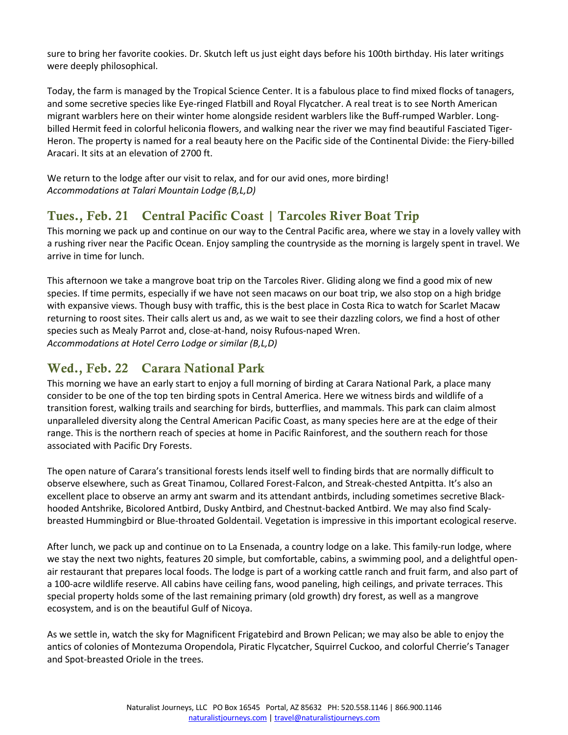sure to bring her favorite cookies. Dr. Skutch left us just eight days before his 100th birthday. His later writings were deeply philosophical.

Today, the farm is managed by the Tropical Science Center. It is a fabulous place to find mixed flocks of tanagers, and some secretive species like Eye-ringed Flatbill and Royal Flycatcher. A real treat is to see North American migrant warblers here on their winter home alongside resident warblers like the Buff-rumped Warbler. Long-billed Hermit feed in colorful heliconia flowers, and walking near the river we may find beautiful Fasciated Tiger-Heron. The property is named for a real beauty here on the Pacific side of the Continental Divide: the Fiery-billed Aracari. It sits at an elevation of 2700 ft.

We return to the lodge after our visit to relax, and for our avid ones, more birding!
*Accommodations at Talari Mountain Lodge (B,L,D)*

## Tues., Feb. 21 Central Pacific Coast | Tarcoles River Boat Trip

This morning we pack up and continue on our way to the Central Pacific area, where we stay in a lovely valley with a rushing river near the Pacific Ocean. Enjoy sampling the countryside as the morning is largely spent in travel. We arrive in time for lunch.

This afternoon we take a mangrove boat trip on the Tarcoles River. Gliding along we find a good mix of new species. If time permits, especially if we have not seen macaws on our boat trip, we also stop on a high bridge with expansive views. Though busy with traffic, this is the best place in Costa Rica to watch for Scarlet Macaw returning to roost sites. Their calls alert us and, as we wait to see their dazzling colors, we find a host of other species such as Mealy Parrot and, close-at-hand, noisy Rufous-naped Wren.
*Accommodations at Hotel Cerro Lodge or similar (B,L,D)*

## Wed., Feb. 22 Carara National Park

This morning we have an early start to enjoy a full morning of birding at Carara National Park, a place many consider to be one of the top ten birding spots in Central America. Here we witness birds and wildlife of a transition forest, walking trails and searching for birds, butterflies, and mammals. This park can claim almost unparalleled diversity along the Central American Pacific Coast, as many species here are at the edge of their range. This is the northern reach of species at home in Pacific Rainforest, and the southern reach for those associated with Pacific Dry Forests.

The open nature of Carara's transitional forests lends itself well to finding birds that are normally difficult to observe elsewhere, such as Great Tinamou, Collared Forest-Falcon, and Streak-chested Antpitta. It's also an excellent place to observe an army ant swarm and its attendant antbirds, including sometimes secretive Black-hooded Antshrike, Bicolored Antbird, Dusky Antbird, and Chestnut-backed Antbird. We may also find Scaly-breasted Hummingbird or Blue-throated Goldentail. Vegetation is impressive in this important ecological reserve.

After lunch, we pack up and continue on to La Ensenada, a country lodge on a lake. This family-run lodge, where we stay the next two nights, features 20 simple, but comfortable, cabins, a swimming pool, and a delightful open-air restaurant that prepares local foods. The lodge is part of a working cattle ranch and fruit farm, and also part of a 100-acre wildlife reserve. All cabins have ceiling fans, wood paneling, high ceilings, and private terraces. This special property holds some of the last remaining primary (old growth) dry forest, as well as a mangrove ecosystem, and is on the beautiful Gulf of Nicoya.

As we settle in, watch the sky for Magnificent Frigatebird and Brown Pelican; we may also be able to enjoy the antics of colonies of Montezuma Oropendola, Piratic Flycatcher, Squirrel Cuckoo, and colorful Cherrie's Tanager and Spot-breasted Oriole in the trees.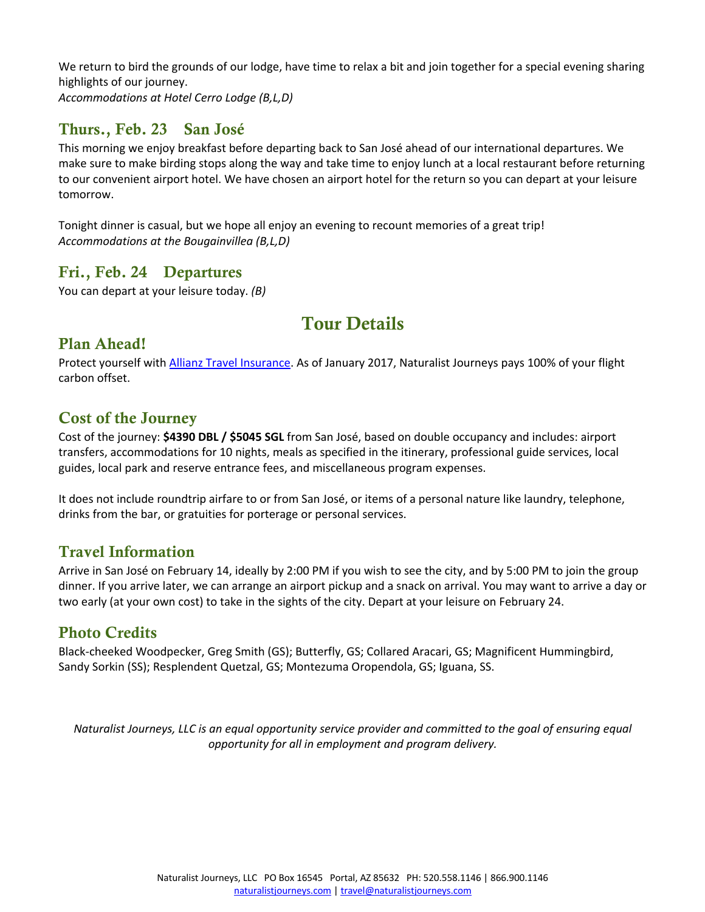We return to bird the grounds of our lodge, have time to relax a bit and join together for a special evening sharing highlights of our journey.
*Accommodations at Hotel Cerro Lodge (B,L,D)*

## Thurs., Feb. 23 San José

This morning we enjoy breakfast before departing back to San José ahead of our international departures. We make sure to make birding stops along the way and take time to enjoy lunch at a local restaurant before returning to our convenient airport hotel. We have chosen an airport hotel for the return so you can depart at your leisure tomorrow.

Tonight dinner is casual, but we hope all enjoy an evening to recount memories of a great trip!
*Accommodations at the Bougainvillea (B,L,D)*

## Fri., Feb. 24 Departures

You can depart at your leisure today. *(B)*

# Tour Details

## Plan Ahead!

Protect yourself with [Allianz Travel Insurance](). As of January 2017, Naturalist Journeys pays 100% of your flight carbon offset.

## Cost of the Journey

Cost of the journey: **$4390 DBL / $5045 SGL** from San José, based on double occupancy and includes: airport transfers, accommodations for 10 nights, meals as specified in the itinerary, professional guide services, local guides, local park and reserve entrance fees, and miscellaneous program expenses.

It does not include roundtrip airfare to or from San José, or items of a personal nature like laundry, telephone, drinks from the bar, or gratuities for porterage or personal services.

## Travel Information

Arrive in San José on February 14, ideally by 2:00 PM if you wish to see the city, and by 5:00 PM to join the group dinner. If you arrive later, we can arrange an airport pickup and a snack on arrival. You may want to arrive a day or two early (at your own cost) to take in the sights of the city. Depart at your leisure on February 24.

## Photo Credits

Black-cheeked Woodpecker, Greg Smith (GS); Butterfly, GS; Collared Aracari, GS; Magnificent Hummingbird, Sandy Sorkin (SS); Resplendent Quetzal, GS; Montezuma Oropendola, GS; Iguana, SS.

*Naturalist Journeys, LLC is an equal opportunity service provider and committed to the goal of ensuring equal opportunity for all in employment and program delivery.*

Naturalist Journeys, LLC PO Box 16545 Portal, AZ 85632 PH: 520.558.1146 | 866.900.1146
naturalistjourneys.com | travel@naturalistjourneys.com